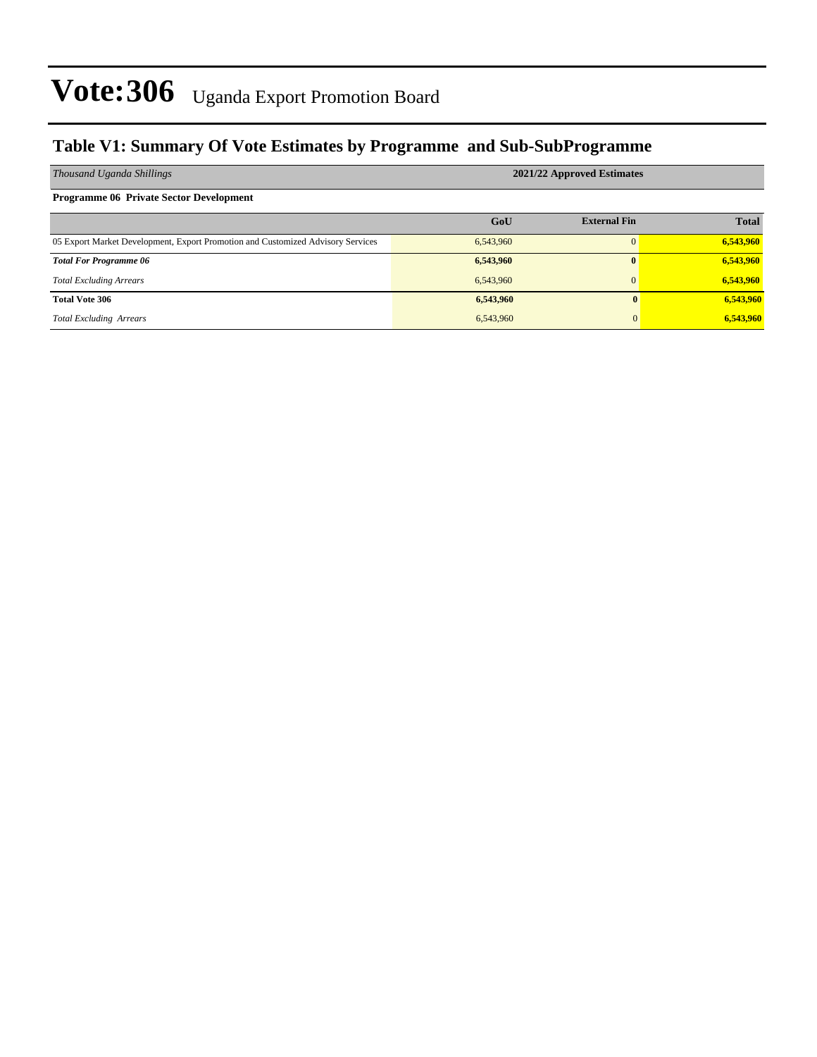# Vote:306 Uganda Export Promotion Board

## Table V1: Summary Of Vote Estimates by Programme and Sub-SubProgramme

| *Thousand Uganda Shillings* | 2021/22 Approved Estimates | | |
|---|---|---|---|
| **Programme 06 Private Sector Development** | | | |
| | **GoU** | **External Fin** | **Total** |
| 05 Export Market Development, Export Promotion and Customized Advisory Services | 6,543,960 | 0 | **6,543,960** |
| ***Total For Programme 06*** | **6,543,960** | **0** | **6,543,960** |
| *Total Excluding Arrears* | 6,543,960 | 0 | **6,543,960** |
| **Total Vote 306** | **6,543,960** | **0** | **6,543,960** |
| *Total Excluding Arrears* | 6,543,960 | 0 | **6,543,960** |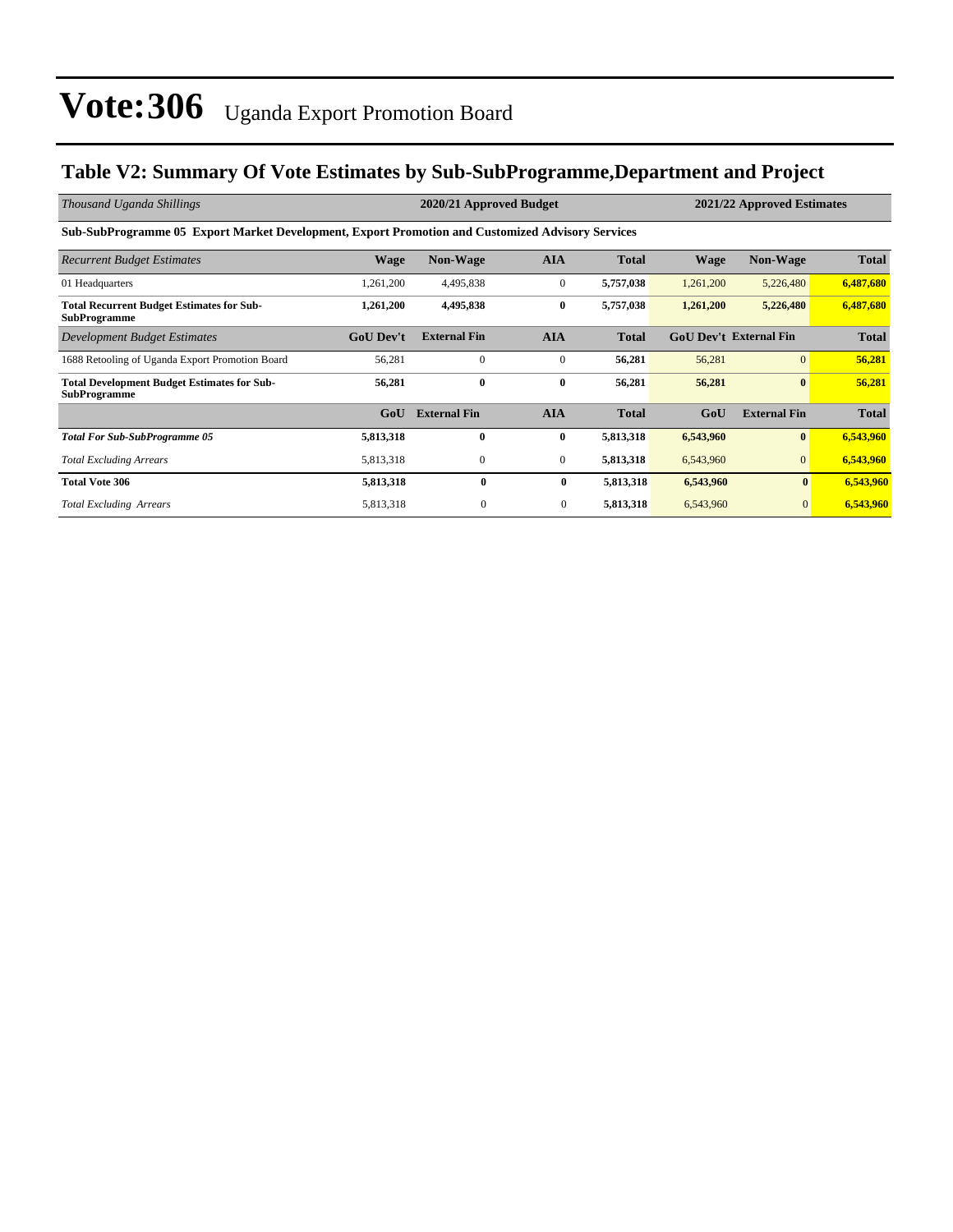# Vote:306 Uganda Export Promotion Board

## Table V2: Summary Of Vote Estimates by Sub-SubProgramme,Department and Project

| *Thousand Uganda Shillings* | 2020/21 Approved Budget | | | | 2021/22 Approved Estimates | | |
|---|---|---|---|---|---|---|---|
| **Sub-SubProgramme 05 Export Market Development, Export Promotion and Customized Advisory Services** | | | | | | | |
| *Recurrent Budget Estimates* | **Wage** | **Non-Wage** | **AIA** | **Total** | **Wage** | **Non-Wage** | **Total** |
| 01 Headquarters | 1,261,200 | 4,495,838 | 0 | **5,757,038** | 1,261,200 | 5,226,480 | **6,487,680** |
| **Total Recurrent Budget Estimates for Sub-SubProgramme** | **1,261,200** | **4,495,838** | **0** | **5,757,038** | **1,261,200** | **5,226,480** | **6,487,680** |
| *Development Budget Estimates* | **GoU Dev't** | **External Fin** | **AIA** | **Total** | **GoU Dev't** | **External Fin** | **Total** |
| 1688 Retooling of Uganda Export Promotion Board | 56,281 | 0 | 0 | **56,281** | 56,281 | 0 | **56,281** |
| **Total Development Budget Estimates for Sub-SubProgramme** | **56,281** | **0** | **0** | **56,281** | **56,281** | **0** | **56,281** |
| | **GoU** | **External Fin** | **AIA** | **Total** | **GoU** | **External Fin** | **Total** |
| ***Total For Sub-SubProgramme 05*** | **5,813,318** | **0** | **0** | **5,813,318** | **6,543,960** | **0** | **6,543,960** |
| *Total Excluding Arrears* | 5,813,318 | 0 | 0 | **5,813,318** | 6,543,960 | 0 | **6,543,960** |
| **Total Vote 306** | **5,813,318** | **0** | **0** | **5,813,318** | **6,543,960** | **0** | **6,543,960** |
| *Total Excluding Arrears* | 5,813,318 | 0 | 0 | **5,813,318** | 6,543,960 | 0 | **6,543,960** |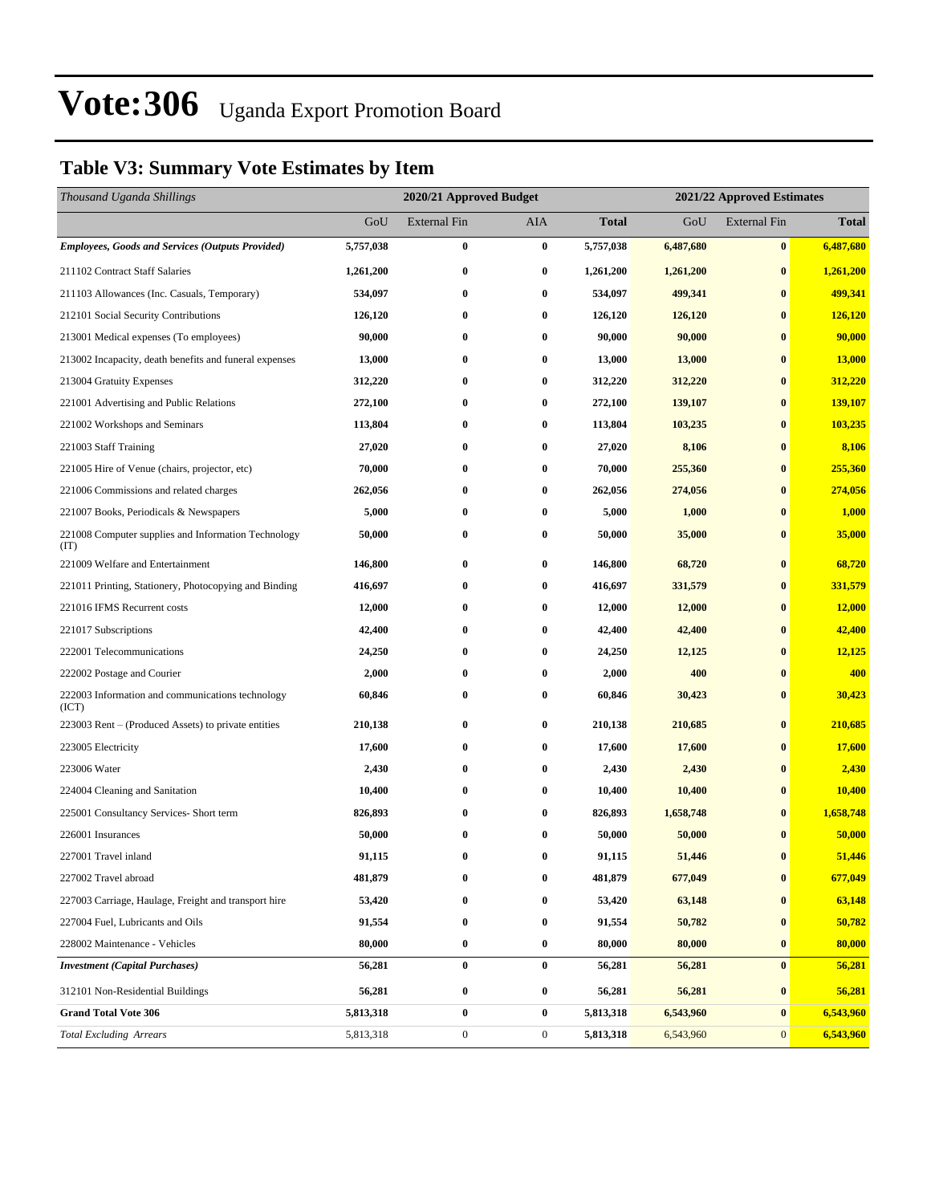# Vote:306 Uganda Export Promotion Board

## Table V3: Summary Vote Estimates by Item

| *Thousand Uganda Shillings* | 2020/21 Approved Budget | | | | 2021/22 Approved Estimates | | |
|---|---|---|---|---|---|---|---|
| | GoU | External Fin | AIA | **Total** | GoU | External Fin | **Total** |
| ***Employees, Goods and Services (Outputs Provided)*** | **5,757,038** | **0** | **0** | **5,757,038** | **6,487,680** | **0** | **6,487,680** |
| 211102 Contract Staff Salaries | **1,261,200** | **0** | **0** | **1,261,200** | **1,261,200** | **0** | **1,261,200** |
| 211103 Allowances (Inc. Casuals, Temporary) | **534,097** | **0** | **0** | **534,097** | **499,341** | **0** | **499,341** |
| 212101 Social Security Contributions | **126,120** | **0** | **0** | **126,120** | **126,120** | **0** | **126,120** |
| 213001 Medical expenses (To employees) | **90,000** | **0** | **0** | **90,000** | **90,000** | **0** | **90,000** |
| 213002 Incapacity, death benefits and funeral expenses | **13,000** | **0** | **0** | **13,000** | **13,000** | **0** | **13,000** |
| 213004 Gratuity Expenses | **312,220** | **0** | **0** | **312,220** | **312,220** | **0** | **312,220** |
| 221001 Advertising and Public Relations | **272,100** | **0** | **0** | **272,100** | **139,107** | **0** | **139,107** |
| 221002 Workshops and Seminars | **113,804** | **0** | **0** | **113,804** | **103,235** | **0** | **103,235** |
| 221003 Staff Training | **27,020** | **0** | **0** | **27,020** | **8,106** | **0** | **8,106** |
| 221005 Hire of Venue (chairs, projector, etc) | **70,000** | **0** | **0** | **70,000** | **255,360** | **0** | **255,360** |
| 221006 Commissions and related charges | **262,056** | **0** | **0** | **262,056** | **274,056** | **0** | **274,056** |
| 221007 Books, Periodicals & Newspapers | **5,000** | **0** | **0** | **5,000** | **1,000** | **0** | **1,000** |
| 221008 Computer supplies and Information Technology (IT) | **50,000** | **0** | **0** | **50,000** | **35,000** | **0** | **35,000** |
| 221009 Welfare and Entertainment | **146,800** | **0** | **0** | **146,800** | **68,720** | **0** | **68,720** |
| 221011 Printing, Stationery, Photocopying and Binding | **416,697** | **0** | **0** | **416,697** | **331,579** | **0** | **331,579** |
| 221016 IFMS Recurrent costs | **12,000** | **0** | **0** | **12,000** | **12,000** | **0** | **12,000** |
| 221017 Subscriptions | **42,400** | **0** | **0** | **42,400** | **42,400** | **0** | **42,400** |
| 222001 Telecommunications | **24,250** | **0** | **0** | **24,250** | **12,125** | **0** | **12,125** |
| 222002 Postage and Courier | **2,000** | **0** | **0** | **2,000** | **400** | **0** | **400** |
| 222003 Information and communications technology (ICT) | **60,846** | **0** | **0** | **60,846** | **30,423** | **0** | **30,423** |
| 223003 Rent – (Produced Assets) to private entities | **210,138** | **0** | **0** | **210,138** | **210,685** | **0** | **210,685** |
| 223005 Electricity | **17,600** | **0** | **0** | **17,600** | **17,600** | **0** | **17,600** |
| 223006 Water | **2,430** | **0** | **0** | **2,430** | **2,430** | **0** | **2,430** |
| 224004 Cleaning and Sanitation | **10,400** | **0** | **0** | **10,400** | **10,400** | **0** | **10,400** |
| 225001 Consultancy Services- Short term | **826,893** | **0** | **0** | **826,893** | **1,658,748** | **0** | **1,658,748** |
| 226001 Insurances | **50,000** | **0** | **0** | **50,000** | **50,000** | **0** | **50,000** |
| 227001 Travel inland | **91,115** | **0** | **0** | **91,115** | **51,446** | **0** | **51,446** |
| 227002 Travel abroad | **481,879** | **0** | **0** | **481,879** | **677,049** | **0** | **677,049** |
| 227003 Carriage, Haulage, Freight and transport hire | **53,420** | **0** | **0** | **53,420** | **63,148** | **0** | **63,148** |
| 227004 Fuel, Lubricants and Oils | **91,554** | **0** | **0** | **91,554** | **50,782** | **0** | **50,782** |
| 228002 Maintenance - Vehicles | **80,000** | **0** | **0** | **80,000** | **80,000** | **0** | **80,000** |
| ***Investment (Capital Purchases)*** | **56,281** | **0** | **0** | **56,281** | **56,281** | **0** | **56,281** |
| 312101 Non-Residential Buildings | **56,281** | **0** | **0** | **56,281** | **56,281** | **0** | **56,281** |
| **Grand Total Vote 306** | **5,813,318** | **0** | **0** | **5,813,318** | **6,543,960** | **0** | **6,543,960** |
| *Total Excluding Arrears* | 5,813,318 | 0 | 0 | **5,813,318** | 6,543,960 | 0 | **6,543,960** |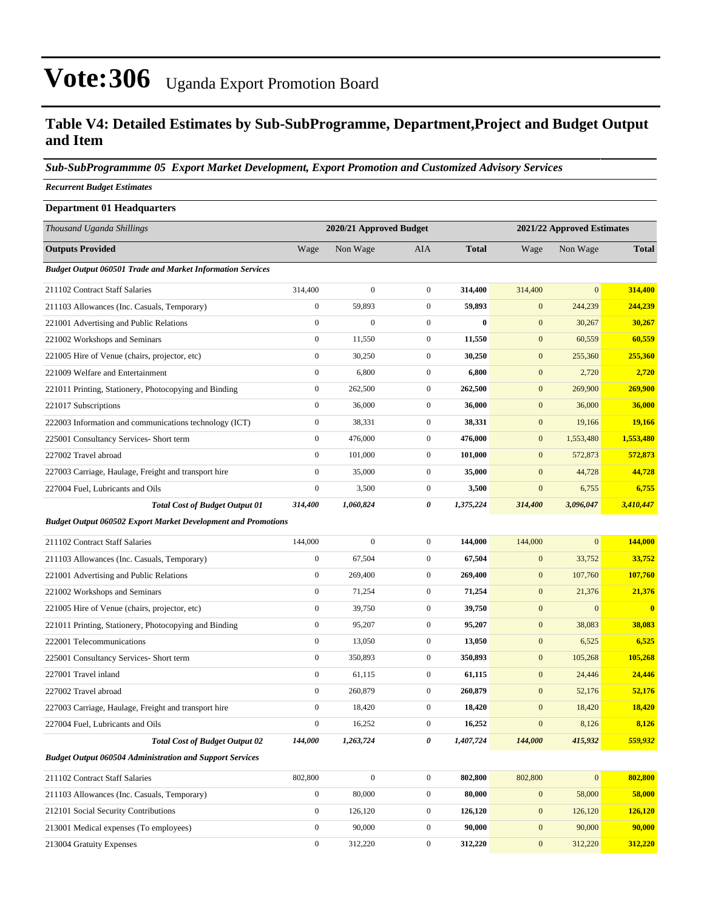# Vote:306 Uganda Export Promotion Board

## Table V4: Detailed Estimates by Sub-SubProgramme, Department,Project and Budget Output and Item

### *Sub-SubProgrammme 05 Export Market Development, Export Promotion and Customized Advisory Services*

***Recurrent Budget Estimates***

**Department 01 Headquarters**

| *Thousand Uganda Shillings* | 2020/21 Approved Budget | | | | 2021/22 Approved Estimates | | |
|---|---|---|---|---|---|---|---|
| **Outputs Provided** | Wage | Non Wage | AIA | **Total** | Wage | Non Wage | **Total** |
| ***Budget Output 060501 Trade and Market Information Services*** | | | | | | | |
| 211102 Contract Staff Salaries | 314,400 | 0 | 0 | **314,400** | 314,400 | 0 | **314,400** |
| 211103 Allowances (Inc. Casuals, Temporary) | 0 | 59,893 | 0 | **59,893** | 0 | 244,239 | **244,239** |
| 221001 Advertising and Public Relations | 0 | 0 | 0 | **0** | 0 | 30,267 | **30,267** |
| 221002 Workshops and Seminars | 0 | 11,550 | 0 | **11,550** | 0 | 60,559 | **60,559** |
| 221005 Hire of Venue (chairs, projector, etc) | 0 | 30,250 | 0 | **30,250** | 0 | 255,360 | **255,360** |
| 221009 Welfare and Entertainment | 0 | 6,800 | 0 | **6,800** | 0 | 2,720 | **2,720** |
| 221011 Printing, Stationery, Photocopying and Binding | 0 | 262,500 | 0 | **262,500** | 0 | 269,900 | **269,900** |
| 221017 Subscriptions | 0 | 36,000 | 0 | **36,000** | 0 | 36,000 | **36,000** |
| 222003 Information and communications technology (ICT) | 0 | 38,331 | 0 | **38,331** | 0 | 19,166 | **19,166** |
| 225001 Consultancy Services- Short term | 0 | 476,000 | 0 | **476,000** | 0 | 1,553,480 | **1,553,480** |
| 227002 Travel abroad | 0 | 101,000 | 0 | **101,000** | 0 | 572,873 | **572,873** |
| 227003 Carriage, Haulage, Freight and transport hire | 0 | 35,000 | 0 | **35,000** | 0 | 44,728 | **44,728** |
| 227004 Fuel, Lubricants and Oils | 0 | 3,500 | 0 | **3,500** | 0 | 6,755 | **6,755** |
| ***Total Cost of Budget Output 01*** | ***314,400*** | ***1,060,824*** | ***0*** | ***1,375,224*** | ***314,400*** | ***3,096,047*** | ***3,410,447*** |
| ***Budget Output 060502 Export Market Development and Promotions*** | | | | | | | |
| 211102 Contract Staff Salaries | 144,000 | 0 | 0 | **144,000** | 144,000 | 0 | **144,000** |
| 211103 Allowances (Inc. Casuals, Temporary) | 0 | 67,504 | 0 | **67,504** | 0 | 33,752 | **33,752** |
| 221001 Advertising and Public Relations | 0 | 269,400 | 0 | **269,400** | 0 | 107,760 | **107,760** |
| 221002 Workshops and Seminars | 0 | 71,254 | 0 | **71,254** | 0 | 21,376 | **21,376** |
| 221005 Hire of Venue (chairs, projector, etc) | 0 | 39,750 | 0 | **39,750** | 0 | 0 | **0** |
| 221011 Printing, Stationery, Photocopying and Binding | 0 | 95,207 | 0 | **95,207** | 0 | 38,083 | **38,083** |
| 222001 Telecommunications | 0 | 13,050 | 0 | **13,050** | 0 | 6,525 | **6,525** |
| 225001 Consultancy Services- Short term | 0 | 350,893 | 0 | **350,893** | 0 | 105,268 | **105,268** |
| 227001 Travel inland | 0 | 61,115 | 0 | **61,115** | 0 | 24,446 | **24,446** |
| 227002 Travel abroad | 0 | 260,879 | 0 | **260,879** | 0 | 52,176 | **52,176** |
| 227003 Carriage, Haulage, Freight and transport hire | 0 | 18,420 | 0 | **18,420** | 0 | 18,420 | **18,420** |
| 227004 Fuel, Lubricants and Oils | 0 | 16,252 | 0 | **16,252** | 0 | 8,126 | **8,126** |
| ***Total Cost of Budget Output 02*** | ***144,000*** | ***1,263,724*** | ***0*** | ***1,407,724*** | ***144,000*** | ***415,932*** | ***559,932*** |
| ***Budget Output 060504 Administration and Support Services*** | | | | | | | |
| 211102 Contract Staff Salaries | 802,800 | 0 | 0 | **802,800** | 802,800 | 0 | **802,800** |
| 211103 Allowances (Inc. Casuals, Temporary) | 0 | 80,000 | 0 | **80,000** | 0 | 58,000 | **58,000** |
| 212101 Social Security Contributions | 0 | 126,120 | 0 | **126,120** | 0 | 126,120 | **126,120** |
| 213001 Medical expenses (To employees) | 0 | 90,000 | 0 | **90,000** | 0 | 90,000 | **90,000** |
| 213004 Gratuity Expenses | 0 | 312,220 | 0 | **312,220** | 0 | 312,220 | **312,220** |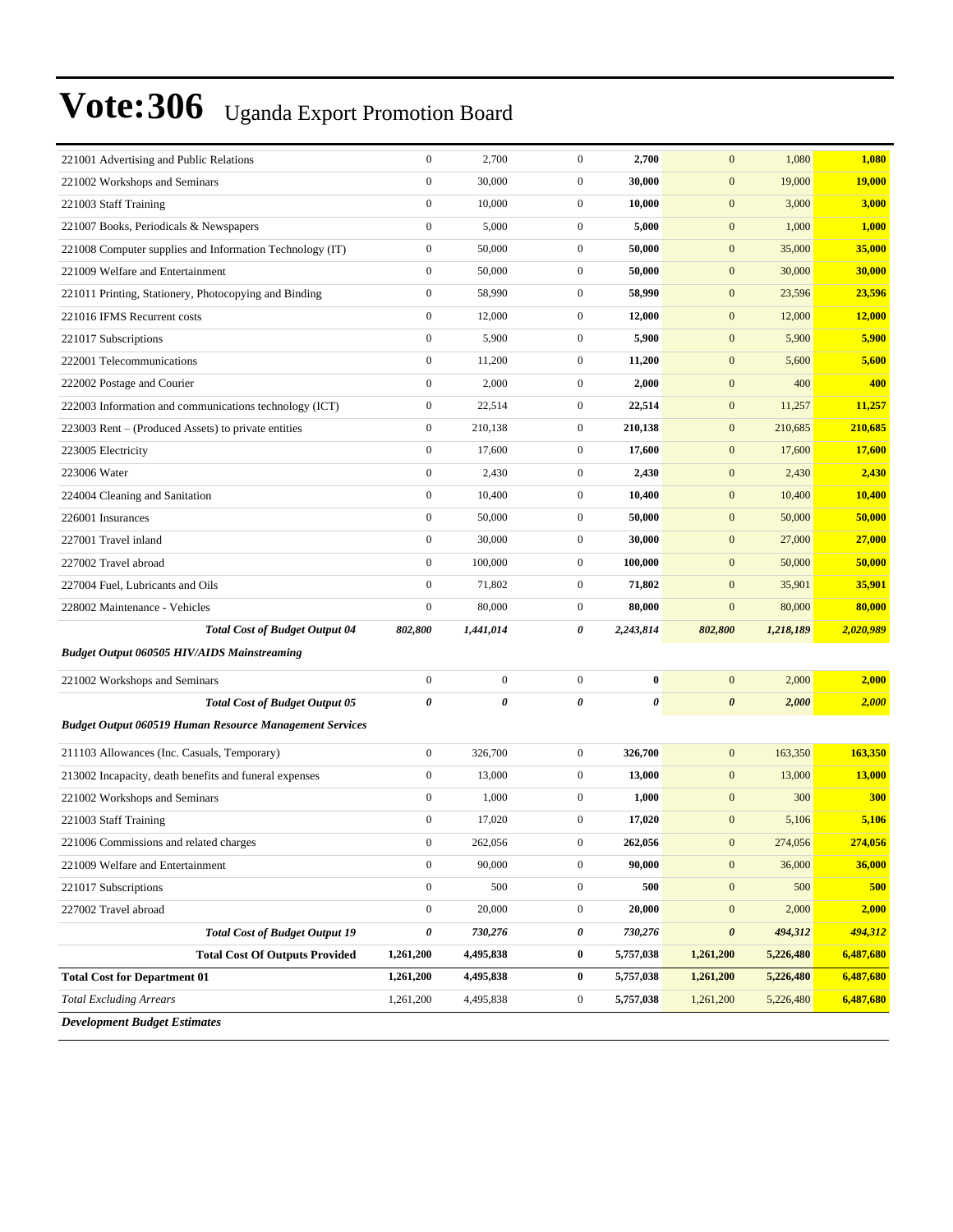# Vote:306 Uganda Export Promotion Board

| | | | | | | | |
|---|---|---|---|---|---|---|---|
| 221001 Advertising and Public Relations | 0 | 2,700 | 0 | **2,700** | 0 | 1,080 | **1,080** |
| 221002 Workshops and Seminars | 0 | 30,000 | 0 | **30,000** | 0 | 19,000 | **19,000** |
| 221003 Staff Training | 0 | 10,000 | 0 | **10,000** | 0 | 3,000 | **3,000** |
| 221007 Books, Periodicals & Newspapers | 0 | 5,000 | 0 | **5,000** | 0 | 1,000 | **1,000** |
| 221008 Computer supplies and Information Technology (IT) | 0 | 50,000 | 0 | **50,000** | 0 | 35,000 | **35,000** |
| 221009 Welfare and Entertainment | 0 | 50,000 | 0 | **50,000** | 0 | 30,000 | **30,000** |
| 221011 Printing, Stationery, Photocopying and Binding | 0 | 58,990 | 0 | **58,990** | 0 | 23,596 | **23,596** |
| 221016 IFMS Recurrent costs | 0 | 12,000 | 0 | **12,000** | 0 | 12,000 | **12,000** |
| 221017 Subscriptions | 0 | 5,900 | 0 | **5,900** | 0 | 5,900 | **5,900** |
| 222001 Telecommunications | 0 | 11,200 | 0 | **11,200** | 0 | 5,600 | **5,600** |
| 222002 Postage and Courier | 0 | 2,000 | 0 | **2,000** | 0 | 400 | **400** |
| 222003 Information and communications technology (ICT) | 0 | 22,514 | 0 | **22,514** | 0 | 11,257 | **11,257** |
| 223003 Rent – (Produced Assets) to private entities | 0 | 210,138 | 0 | **210,138** | 0 | 210,685 | **210,685** |
| 223005 Electricity | 0 | 17,600 | 0 | **17,600** | 0 | 17,600 | **17,600** |
| 223006 Water | 0 | 2,430 | 0 | **2,430** | 0 | 2,430 | **2,430** |
| 224004 Cleaning and Sanitation | 0 | 10,400 | 0 | **10,400** | 0 | 10,400 | **10,400** |
| 226001 Insurances | 0 | 50,000 | 0 | **50,000** | 0 | 50,000 | **50,000** |
| 227001 Travel inland | 0 | 30,000 | 0 | **30,000** | 0 | 27,000 | **27,000** |
| 227002 Travel abroad | 0 | 100,000 | 0 | **100,000** | 0 | 50,000 | **50,000** |
| 227004 Fuel, Lubricants and Oils | 0 | 71,802 | 0 | **71,802** | 0 | 35,901 | **35,901** |
| 228002 Maintenance - Vehicles | 0 | 80,000 | 0 | **80,000** | 0 | 80,000 | **80,000** |
| ***Total Cost of Budget Output 04*** | ***802,800*** | ***1,441,014*** | ***0*** | ***2,243,814*** | ***802,800*** | ***1,218,189*** | ***2,020,989*** |
| ***Budget Output 060505 HIV/AIDS Mainstreaming*** | | | | | | | |
| 221002 Workshops and Seminars | 0 | 0 | 0 | **0** | 0 | 2,000 | **2,000** |
| ***Total Cost of Budget Output 05*** | ***0*** | ***0*** | ***0*** | ***0*** | ***0*** | ***2,000*** | ***2,000*** |
| ***Budget Output 060519 Human Resource Management Services*** | | | | | | | |
| 211103 Allowances (Inc. Casuals, Temporary) | 0 | 326,700 | 0 | **326,700** | 0 | 163,350 | **163,350** |
| 213002 Incapacity, death benefits and funeral expenses | 0 | 13,000 | 0 | **13,000** | 0 | 13,000 | **13,000** |
| 221002 Workshops and Seminars | 0 | 1,000 | 0 | **1,000** | 0 | 300 | **300** |
| 221003 Staff Training | 0 | 17,020 | 0 | **17,020** | 0 | 5,106 | **5,106** |
| 221006 Commissions and related charges | 0 | 262,056 | 0 | **262,056** | 0 | 274,056 | **274,056** |
| 221009 Welfare and Entertainment | 0 | 90,000 | 0 | **90,000** | 0 | 36,000 | **36,000** |
| 221017 Subscriptions | 0 | 500 | 0 | **500** | 0 | 500 | **500** |
| 227002 Travel abroad | 0 | 20,000 | 0 | **20,000** | 0 | 2,000 | **2,000** |
| ***Total Cost of Budget Output 19*** | ***0*** | ***730,276*** | ***0*** | ***730,276*** | ***0*** | ***494,312*** | ***494,312*** |
| **Total Cost Of Outputs Provided** | **1,261,200** | **4,495,838** | **0** | **5,757,038** | **1,261,200** | **5,226,480** | **6,487,680** |
| **Total Cost for Department 01** | **1,261,200** | **4,495,838** | **0** | **5,757,038** | **1,261,200** | **5,226,480** | **6,487,680** |
| *Total Excluding Arrears* | 1,261,200 | 4,495,838 | 0 | **5,757,038** | 1,261,200 | 5,226,480 | **6,487,680** |
| ***Development Budget Estimates*** | | | | | | | |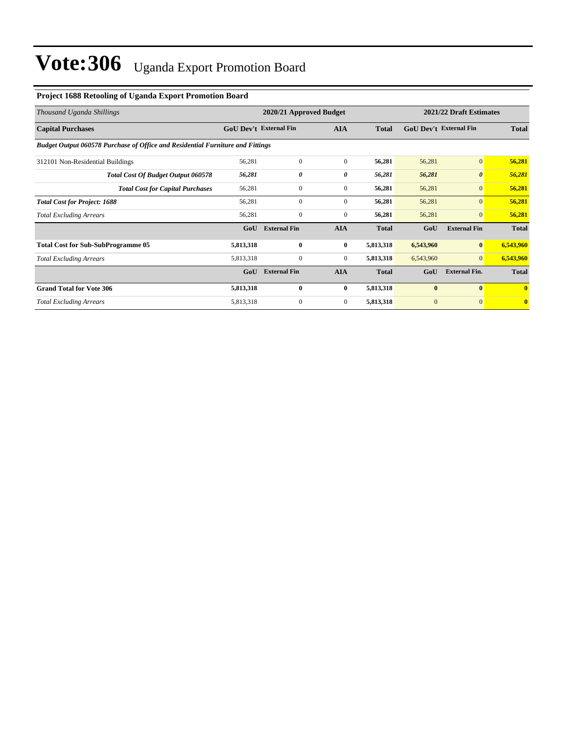# Vote:306 Uganda Export Promotion Board

**Project 1688 Retooling of Uganda Export Promotion Board**

| *Thousand Uganda Shillings* | 2020/21 Approved Budget | | | | 2021/22 Draft Estimates | | |
|---|---|---|---|---|---|---|---|
| **Capital Purchases** | **GoU Dev't** | **External Fin** | **AIA** | **Total** | **GoU Dev't** | **External Fin** | **Total** |
| ***Budget Output 060578 Purchase of Office and Residential Furniture and Fittings*** | | | | | | | |
| 312101 Non-Residential Buildings | 56,281 | 0 | 0 | **56,281** | 56,281 | 0 | **56,281** |
| ***Total Cost Of Budget Output 060578*** | ***56,281*** | ***0*** | ***0*** | ***56,281*** | ***56,281*** | ***0*** | ***56,281*** |
| ***Total Cost for Capital Purchases*** | 56,281 | 0 | 0 | **56,281** | 56,281 | 0 | **56,281** |
| ***Total Cost for Project: 1688*** | 56,281 | 0 | 0 | **56,281** | 56,281 | 0 | **56,281** |
| *Total Excluding Arrears* | 56,281 | 0 | 0 | **56,281** | 56,281 | 0 | **56,281** |
| | **GoU** | **External Fin** | **AIA** | **Total** | **GoU** | **External Fin** | **Total** |
| **Total Cost for Sub-SubProgramme 05** | **5,813,318** | **0** | **0** | **5,813,318** | **6,543,960** | **0** | **6,543,960** |
| *Total Excluding Arrears* | 5,813,318 | 0 | 0 | **5,813,318** | 6,543,960 | 0 | **6,543,960** |
| | **GoU** | **External Fin** | **AIA** | **Total** | **GoU** | **External Fin.** | **Total** |
| **Grand Total for Vote 306** | **5,813,318** | **0** | **0** | **5,813,318** | **0** | **0** | **0** |
| *Total Excluding Arrears* | 5,813,318 | 0 | 0 | **5,813,318** | 0 | 0 | **0** |